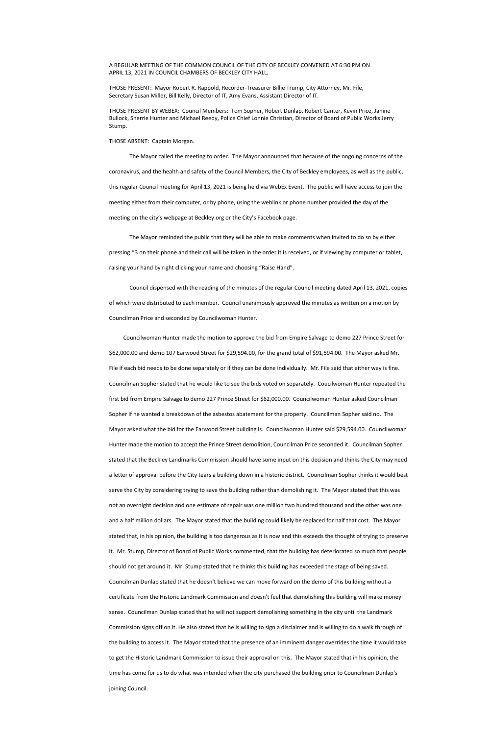A REGULAR MEETING OF THE COMMON COUNCIL OF THE CITY OF BECKLEY CONVENED AT 6:30 PM ON APRIL 13, 2021 IN COUNCIL CHAMBERS OF BECKLEY CITY HALL.

THOSE PRESENT: Mayor Robert R. Rappold, Recorder-Treasurer Billie Trump, City Attorney, Mr. File, Secretary Susan Miller, Bill Kelly, Director of IT, Amy Evans, Assistant Director of IT.

THOSE PRESENT BY WEBEX: Council Members: Tom Sopher, Robert Dunlap, Robert Canter, Kevin Price, Janine Bullock, Sherrie Hunter and Michael Reedy, Police Chief Lonnie Christian, Director of Board of Public Works Jerry Stump.

THOSE ABSENT: Captain Morgan.

The Mayor called the meeting to order. The Mayor announced that because of the ongoing concerns of the coronavirus, and the health and safety of the Council Members, the City of Beckley employees, as well as the public, this regular Council meeting for April 13, 2021 is being held via WebEx Event. The public will have access to join the meeting either from their computer, or by phone, using the weblink or phone number provided the day of the meeting on the city's webpage at Beckley.org or the City's Facebook page.

The Mayor reminded the public that they will be able to make comments when invited to do so by either pressing *3 on their phone and their call will be taken in the order it is received, or if viewing by computer or tablet, raising your hand by right clicking your name and choosing "Raise Hand".

Council dispensed with the reading of the minutes of the regular Council meeting dated April 13, 2021, copies of which were distributed to each member. Council unanimously approved the minutes as written on a motion by Councilman Price and seconded by Councilwoman Hunter.

Councilwoman Hunter made the motion to approve the bid from Empire Salvage to demo 227 Prince Street for $62,000.00 and demo 107 Earwood Street for $29,594.00, for the grand total of $91,594.00. The Mayor asked Mr. File if each bid needs to be done separately or if they can be done individually. Mr. File said that either way is fine. Councilman Sopher stated that he would like to see the bids voted on separately. Coucilwoman Hunter repeated the first bid from Empire Salvage to demo 227 Prince Street for $62,000.00. Councilwoman Hunter asked Councilman Sopher if he wanted a breakdown of the asbestos abatement for the property. Councilman Sopher said no. The Mayor asked what the bid for the Earwood Street building is. Councilwoman Hunter said $29,594.00. Councilwoman Hunter made the motion to accept the Prince Street demolition, Councilman Price seconded it. Councilman Sopher stated that the Beckley Landmarks Commission should have some input on this decision and thinks the City may need a letter of approval before the City tears a building down in a historic district. Councilman Sopher thinks it would best serve the City by considering trying to save the building rather than demolishing it. The Mayor stated that this was not an overnight decision and one estimate of repair was one million two hundred thousand and the other was one and a half million dollars. The Mayor stated that the building could likely be replaced for half that cost. The Mayor stated that, in his opinion, the building is too dangerous as it is now and this exceeds the thought of trying to preserve it. Mr. Stump, Director of Board of Public Works commented, that the building has deteriorated so much that people should not get around it. Mr. Stump stated that he thinks this building has exceeded the stage of being saved. Councilman Dunlap stated that he doesn't believe we can move forward on the demo of this building without a certificate from the Historic Landmark Commission and doesn't feel that demolishing this building will make money sense. Councilman Dunlap stated that he will not support demolishing something in the city until the Landmark Commission signs off on it. He also stated that he is willing to sign a disclaimer and is willing to do a walk through of the building to access it. The Mayor stated that the presence of an imminent danger overrides the time it would take to get the Historic Landmark Commission to issue their approval on this. The Mayor stated that in his opinion, the time has come for us to do what was intended when the city purchased the building prior to Councilman Dunlap's joining Council.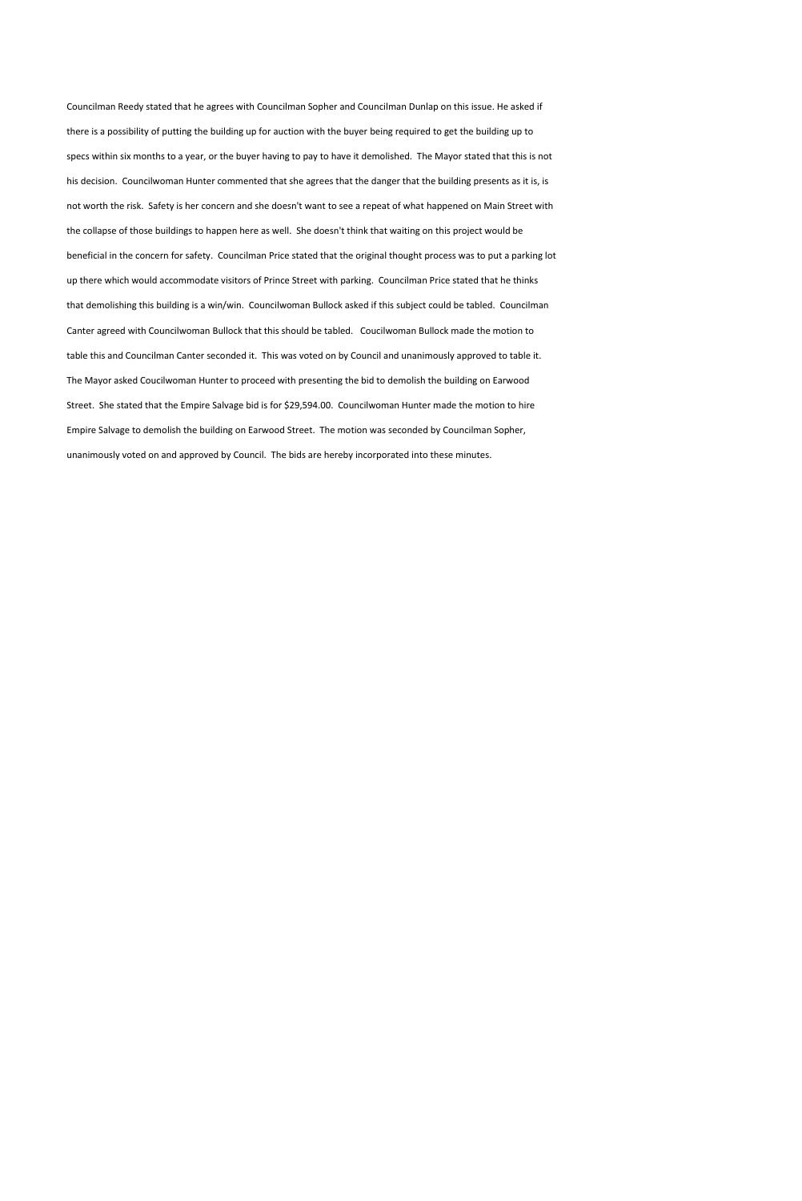Councilman Reedy stated that he agrees with Councilman Sopher and Councilman Dunlap on this issue. He asked if there is a possibility of putting the building up for auction with the buyer being required to get the building up to specs within six months to a year, or the buyer having to pay to have it demolished. The Mayor stated that this is not his decision. Councilwoman Hunter commented that she agrees that the danger that the building presents as it is, is not worth the risk. Safety is her concern and she doesn't want to see a repeat of what happened on Main Street with the collapse of those buildings to happen here as well. She doesn't think that waiting on this project would be beneficial in the concern for safety. Councilman Price stated that the original thought process was to put a parking lot up there which would accommodate visitors of Prince Street with parking. Councilman Price stated that he thinks that demolishing this building is a win/win. Councilwoman Bullock asked if this subject could be tabled. Councilman Canter agreed with Councilwoman Bullock that this should be tabled. Coucilwoman Bullock made the motion to table this and Councilman Canter seconded it. This was voted on by Council and unanimously approved to table it. The Mayor asked Coucilwoman Hunter to proceed with presenting the bid to demolish the building on Earwood Street. She stated that the Empire Salvage bid is for $29,594.00. Councilwoman Hunter made the motion to hire Empire Salvage to demolish the building on Earwood Street. The motion was seconded by Councilman Sopher, unanimously voted on and approved by Council. The bids are hereby incorporated into these minutes.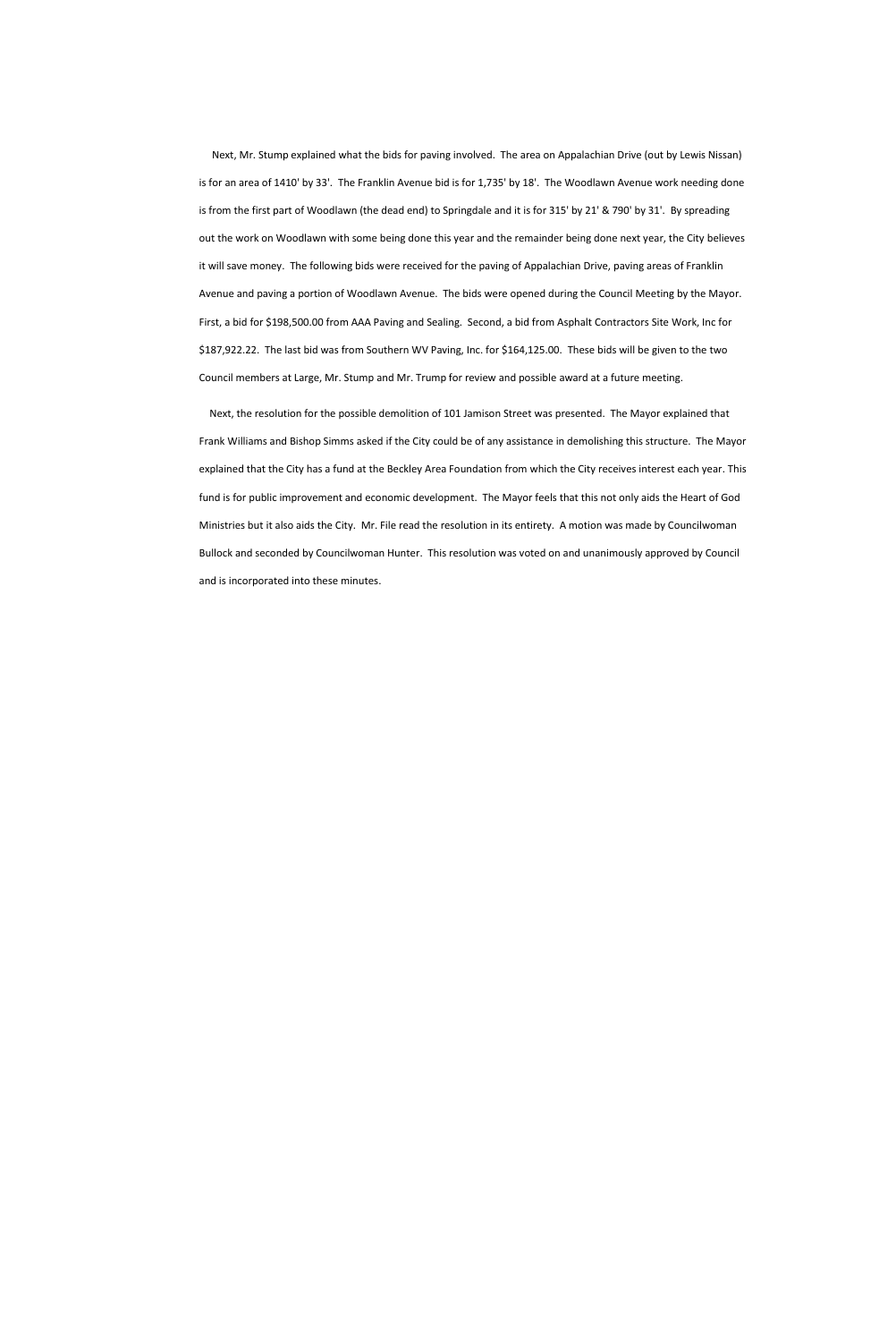Next, Mr. Stump explained what the bids for paving involved. The area on Appalachian Drive (out by Lewis Nissan) is for an area of 1410' by 33'. The Franklin Avenue bid is for 1,735' by 18'. The Woodlawn Avenue work needing done is from the first part of Woodlawn (the dead end) to Springdale and it is for 315' by 21' & 790' by 31'. By spreading out the work on Woodlawn with some being done this year and the remainder being done next year, the City believes it will save money. The following bids were received for the paving of Appalachian Drive, paving areas of Franklin Avenue and paving a portion of Woodlawn Avenue. The bids were opened during the Council Meeting by the Mayor. First, a bid for $198,500.00 from AAA Paving and Sealing. Second, a bid from Asphalt Contractors Site Work, Inc for $187,922.22. The last bid was from Southern WV Paving, Inc. for $164,125.00. These bids will be given to the two Council members at Large, Mr. Stump and Mr. Trump for review and possible award at a future meeting.

Next, the resolution for the possible demolition of 101 Jamison Street was presented. The Mayor explained that Frank Williams and Bishop Simms asked if the City could be of any assistance in demolishing this structure. The Mayor explained that the City has a fund at the Beckley Area Foundation from which the City receives interest each year. This fund is for public improvement and economic development. The Mayor feels that this not only aids the Heart of God Ministries but it also aids the City. Mr. File read the resolution in its entirety. A motion was made by Councilwoman Bullock and seconded by Councilwoman Hunter. This resolution was voted on and unanimously approved by Council and is incorporated into these minutes.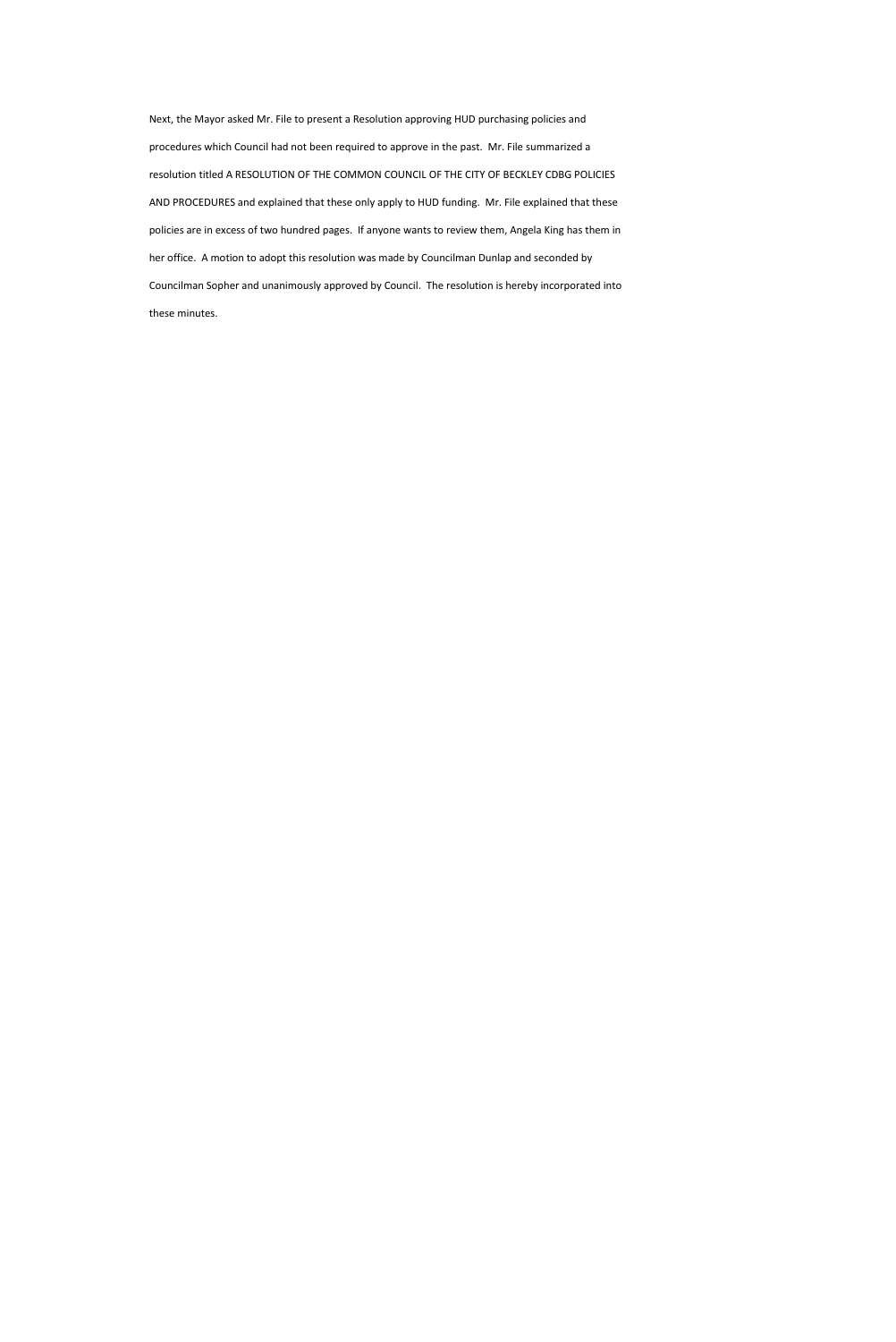Next, the Mayor asked Mr. File to present a Resolution approving HUD purchasing policies and procedures which Council had not been required to approve in the past. Mr. File summarized a resolution titled A RESOLUTION OF THE COMMON COUNCIL OF THE CITY OF BECKLEY CDBG POLICIES AND PROCEDURES and explained that these only apply to HUD funding. Mr. File explained that these policies are in excess of two hundred pages. If anyone wants to review them, Angela King has them in her office. A motion to adopt this resolution was made by Councilman Dunlap and seconded by Councilman Sopher and unanimously approved by Council. The resolution is hereby incorporated into these minutes.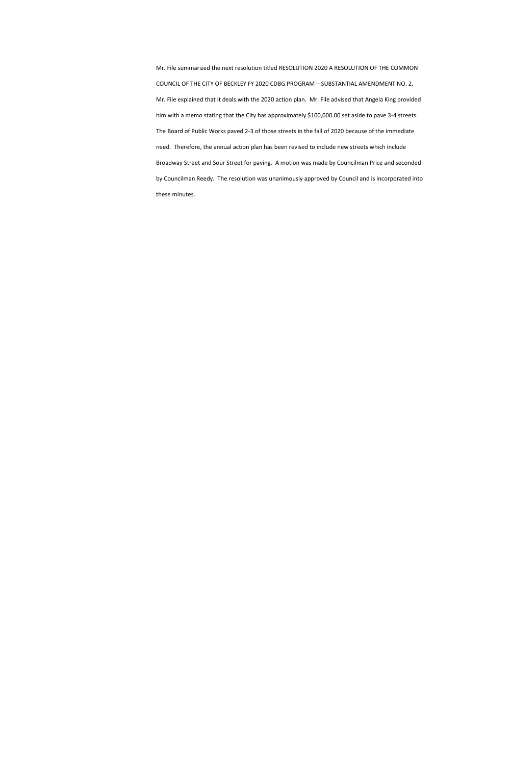Mr. File summarized the next resolution titled RESOLUTION 2020 A RESOLUTION OF THE COMMON COUNCIL OF THE CITY OF BECKLEY FY 2020 CDBG PROGRAM – SUBSTANTIAL AMENDMENT NO. 2. Mr. File explained that it deals with the 2020 action plan. Mr. File advised that Angela King provided him with a memo stating that the City has approximately $100,000.00 set aside to pave 3-4 streets. The Board of Public Works paved 2-3 of those streets in the fall of 2020 because of the immediate need. Therefore, the annual action plan has been revised to include new streets which include Broadway Street and Sour Street for paving. A motion was made by Councilman Price and seconded by Councilman Reedy. The resolution was unanimously approved by Council and is incorporated into these minutes.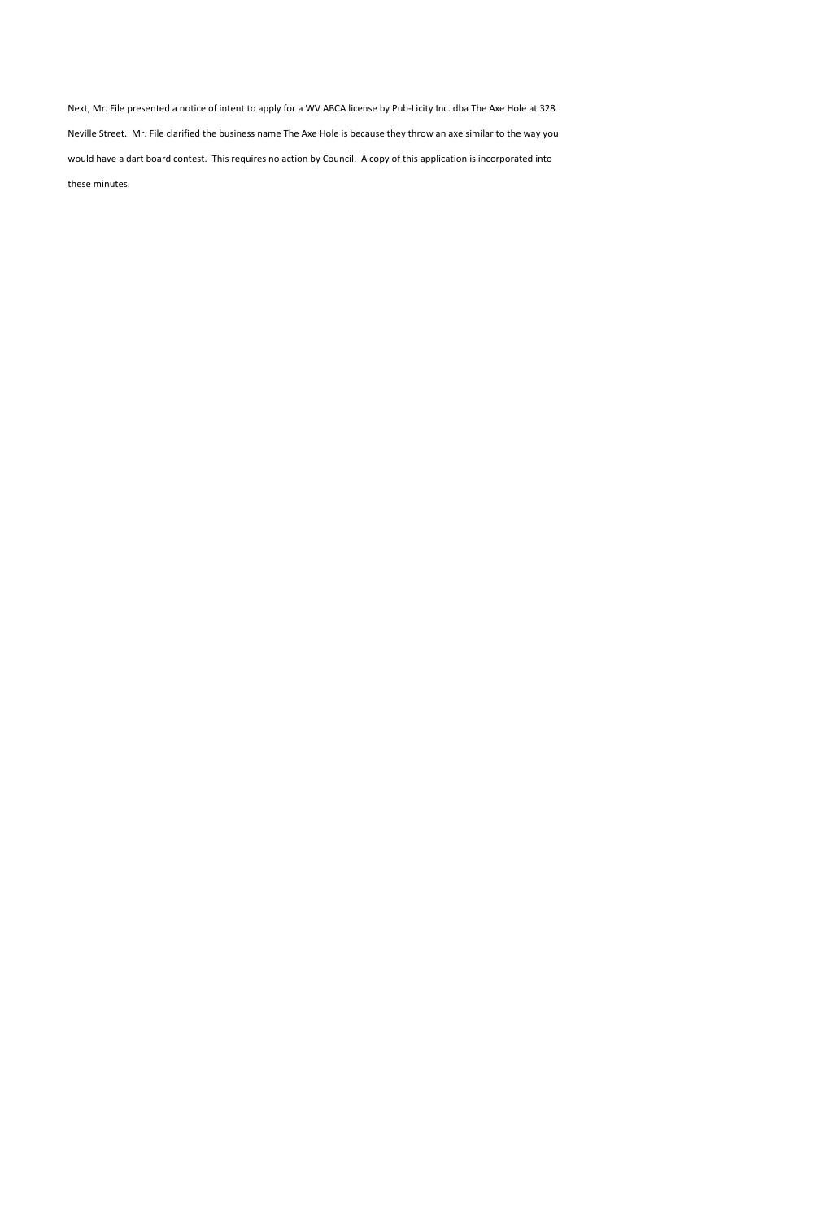Next, Mr. File presented a notice of intent to apply for a WV ABCA license by Pub-Licity Inc. dba The Axe Hole at 328 Neville Street. Mr. File clarified the business name The Axe Hole is because they throw an axe similar to the way you would have a dart board contest. This requires no action by Council. A copy of this application is incorporated into these minutes.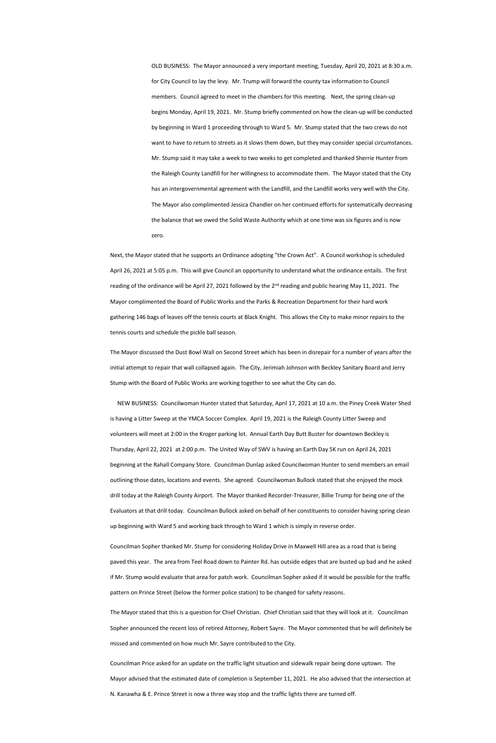OLD BUSINESS: The Mayor announced a very important meeting, Tuesday, April 20, 2021 at 8:30 a.m. for City Council to lay the levy. Mr. Trump will forward the county tax information to Council members. Council agreed to meet in the chambers for this meeting. Next, the spring clean-up begins Monday, April 19, 2021. Mr. Stump briefly commented on how the clean-up will be conducted by beginning in Ward 1 proceeding through to Ward 5. Mr. Stump stated that the two crews do not want to have to return to streets as it slows them down, but they may consider special circumstances. Mr. Stump said it may take a week to two weeks to get completed and thanked Sherrie Hunter from the Raleigh County Landfill for her willingness to accommodate them. The Mayor stated that the City has an intergovernmental agreement with the Landfill, and the Landfill works very well with the City. The Mayor also complimented Jessica Chandler on her continued efforts for systematically decreasing the balance that we owed the Solid Waste Authority which at one time was six figures and is now zero.

Next, the Mayor stated that he supports an Ordinance adopting "the Crown Act". A Council workshop is scheduled April 26, 2021 at 5:05 p.m. This will give Council an opportunity to understand what the ordinance entails. The first reading of the ordinance will be April 27, 2021 followed by the 2nd reading and public hearing May 11, 2021. The Mayor complimented the Board of Public Works and the Parks & Recreation Department for their hard work gathering 146 bags of leaves off the tennis courts at Black Knight. This allows the City to make minor repairs to the tennis courts and schedule the pickle ball season.

The Mayor discussed the Dust Bowl Wall on Second Street which has been in disrepair for a number of years after the initial attempt to repair that wall collapsed again. The City, Jerimiah Johnson with Beckley Sanitary Board and Jerry Stump with the Board of Public Works are working together to see what the City can do.

NEW BUSINESS: Councilwoman Hunter stated that Saturday, April 17, 2021 at 10 a.m. the Piney Creek Water Shed is having a Litter Sweep at the YMCA Soccer Complex. April 19, 2021 is the Raleigh County Litter Sweep and volunteers will meet at 2:00 in the Kroger parking lot. Annual Earth Day Butt Buster for downtown Beckley is Thursday, April 22, 2021 at 2:00 p.m. The United Way of SWV is having an Earth Day 5K run on April 24, 2021 beginning at the Rahall Company Store. Councilman Dunlap asked Councilwoman Hunter to send members an email outlining those dates, locations and events. She agreed. Councilwoman Bullock stated that she enjoyed the mock drill today at the Raleigh County Airport. The Mayor thanked Recorder-Treasurer, Billie Trump for being one of the Evaluators at that drill today. Councilman Bullock asked on behalf of her constituents to consider having spring clean up beginning with Ward 5 and working back through to Ward 1 which is simply in reverse order.

Councilman Sopher thanked Mr. Stump for considering Holiday Drive in Maxwell Hill area as a road that is being paved this year. The area from Teel Road down to Painter Rd. has outside edges that are busted up bad and he asked if Mr. Stump would evaluate that area for patch work. Councilman Sopher asked if it would be possible for the traffic pattern on Prince Street (below the former police station) to be changed for safety reasons.

The Mayor stated that this is a question for Chief Christian. Chief Christian said that they will look at it. Councilman Sopher announced the recent loss of retired Attorney, Robert Sayre. The Mayor commented that he will definitely be missed and commented on how much Mr. Sayre contributed to the City.

Councilman Price asked for an update on the traffic light situation and sidewalk repair being done uptown. The Mayor advised that the estimated date of completion is September 11, 2021. He also advised that the intersection at N. Kanawha & E. Prince Street is now a three way stop and the traffic lights there are turned off.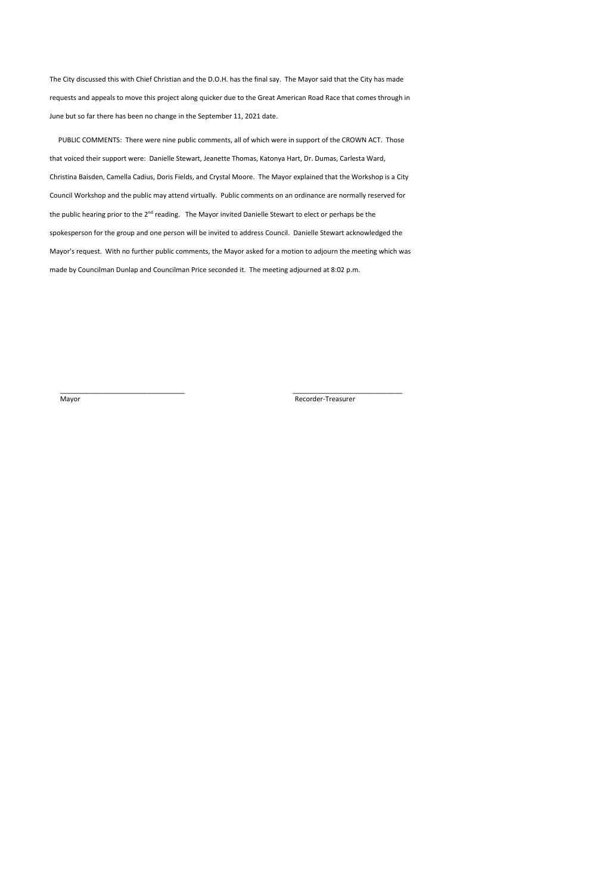The City discussed this with Chief Christian and the D.O.H. has the final say. The Mayor said that the City has made requests and appeals to move this project along quicker due to the Great American Road Race that comes through in June but so far there has been no change in the September 11, 2021 date.

PUBLIC COMMENTS: There were nine public comments, all of which were in support of the CROWN ACT. Those that voiced their support were: Danielle Stewart, Jeanette Thomas, Katonya Hart, Dr. Dumas, Carlesta Ward, Christina Baisden, Camella Cadius, Doris Fields, and Crystal Moore. The Mayor explained that the Workshop is a City Council Workshop and the public may attend virtually. Public comments on an ordinance are normally reserved for the public hearing prior to the 2nd reading. The Mayor invited Danielle Stewart to elect or perhaps be the spokesperson for the group and one person will be invited to address Council. Danielle Stewart acknowledged the Mayor's request. With no further public comments, the Mayor asked for a motion to adjourn the meeting which was made by Councilman Dunlap and Councilman Price seconded it. The meeting adjourned at 8:02 p.m.

\_\_\_\_\_\_\_\_\_\_\_\_\_\_\_\_\_\_\_\_\_\_\_\_\_\_\_\_\_\_\_\_\_\_\_
Mayor

\_\_\_\_\_\_\_\_\_\_\_\_\_\_\_\_\_\_\_\_\_\_\_\_\_\_\_\_\_\_\_\_\_\_\_
Recorder-Treasurer